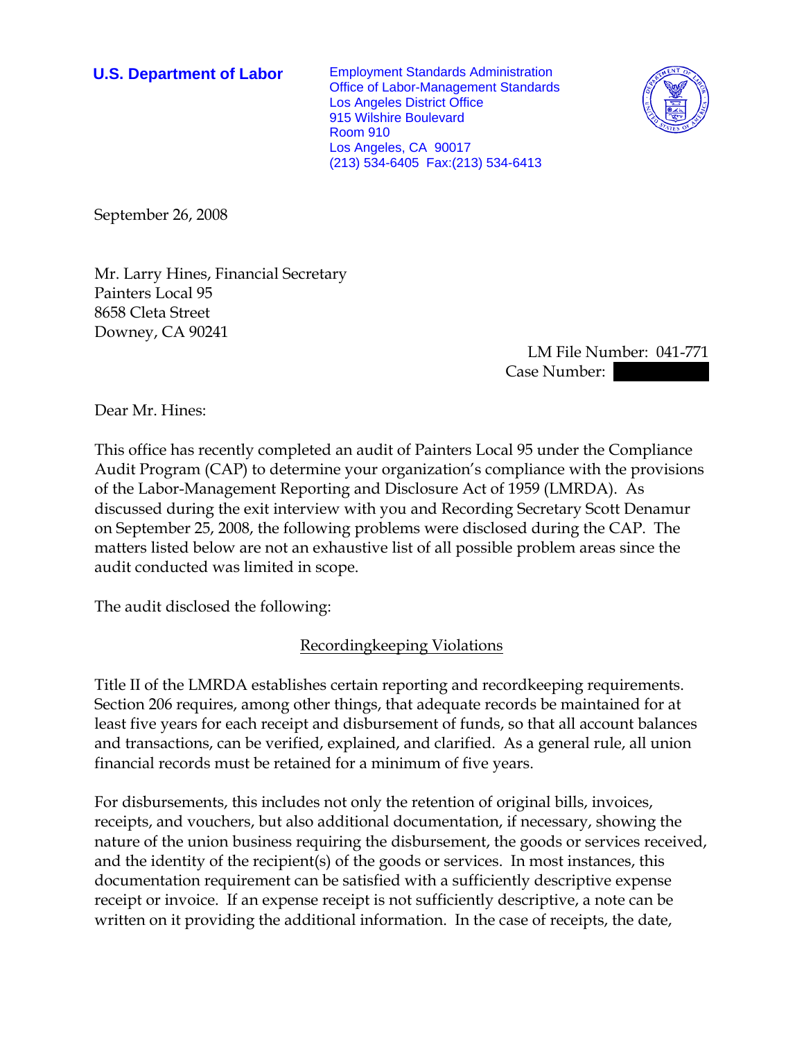**U.S. Department of Labor**

Employment Standards Administration
Office of Labor-Management Standards
Los Angeles District Office
915 Wilshire Boulevard
Room 910
Los Angeles, CA 90017
(213) 534-6405 Fax:(213) 534-6413

September 26, 2008

Mr. Larry Hines, Financial Secretary
Painters Local 95
8658 Cleta Street
Downey, CA 90241

LM File Number: 041-771
Case Number:

Dear Mr. Hines:

This office has recently completed an audit of Painters Local 95 under the Compliance Audit Program (CAP) to determine your organization's compliance with the provisions of the Labor-Management Reporting and Disclosure Act of 1959 (LMRDA). As discussed during the exit interview with you and Recording Secretary Scott Denamur on September 25, 2008, the following problems were disclosed during the CAP. The matters listed below are not an exhaustive list of all possible problem areas since the audit conducted was limited in scope.

The audit disclosed the following:

## Recordingkeeping Violations

Title II of the LMRDA establishes certain reporting and recordkeeping requirements. Section 206 requires, among other things, that adequate records be maintained for at least five years for each receipt and disbursement of funds, so that all account balances and transactions, can be verified, explained, and clarified. As a general rule, all union financial records must be retained for a minimum of five years.

For disbursements, this includes not only the retention of original bills, invoices, receipts, and vouchers, but also additional documentation, if necessary, showing the nature of the union business requiring the disbursement, the goods or services received, and the identity of the recipient(s) of the goods or services. In most instances, this documentation requirement can be satisfied with a sufficiently descriptive expense receipt or invoice. If an expense receipt is not sufficiently descriptive, a note can be written on it providing the additional information. In the case of receipts, the date,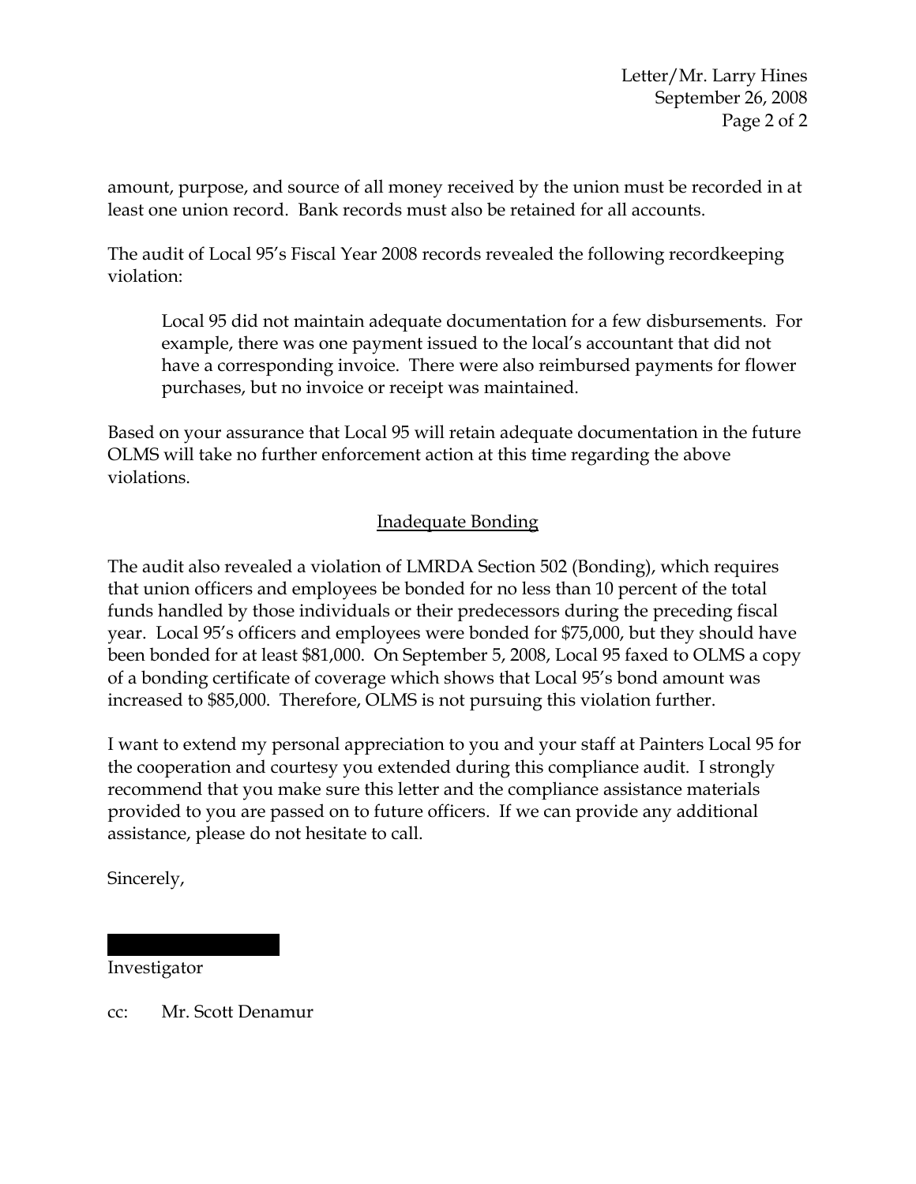amount, purpose, and source of all money received by the union must be recorded in at least one union record. Bank records must also be retained for all accounts.

The audit of Local 95's Fiscal Year 2008 records revealed the following recordkeeping violation:

> Local 95 did not maintain adequate documentation for a few disbursements. For example, there was one payment issued to the local's accountant that did not have a corresponding invoice. There were also reimbursed payments for flower purchases, but no invoice or receipt was maintained.

Based on your assurance that Local 95 will retain adequate documentation in the future OLMS will take no further enforcement action at this time regarding the above violations.

## Inadequate Bonding

The audit also revealed a violation of LMRDA Section 502 (Bonding), which requires that union officers and employees be bonded for no less than 10 percent of the total funds handled by those individuals or their predecessors during the preceding fiscal year. Local 95's officers and employees were bonded for $75,000, but they should have been bonded for at least $81,000. On September 5, 2008, Local 95 faxed to OLMS a copy of a bonding certificate of coverage which shows that Local 95's bond amount was increased to $85,000. Therefore, OLMS is not pursuing this violation further.

I want to extend my personal appreciation to you and your staff at Painters Local 95 for the cooperation and courtesy you extended during this compliance audit. I strongly recommend that you make sure this letter and the compliance assistance materials provided to you are passed on to future officers. If we can provide any additional assistance, please do not hesitate to call.

Sincerely,

Investigator

cc: Mr. Scott Denamur